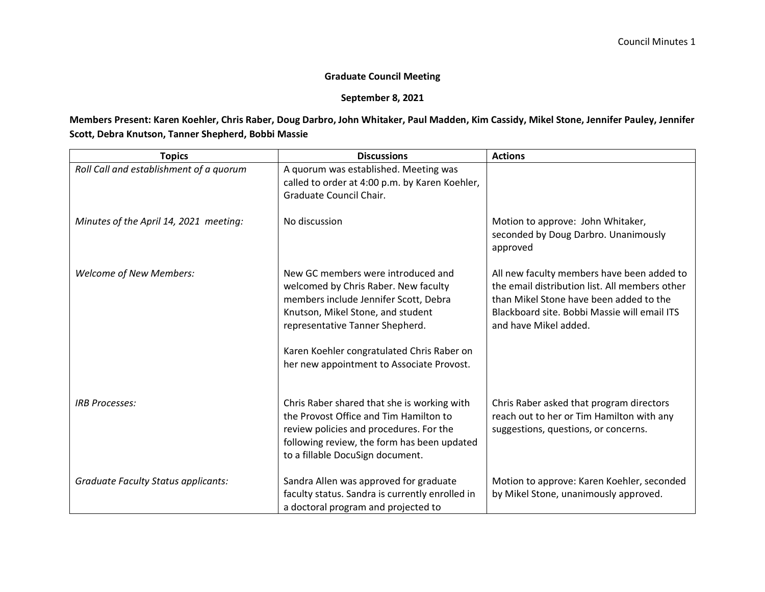**Graduate Council Meeting**

**September 8, 2021**

**Members Present: Karen Koehler, Chris Raber, Doug Darbro, John Whitaker, Paul Madden, Kim Cassidy, Mikel Stone, Jennifer Pauley, Jennifer Scott, Debra Knutson, Tanner Shepherd, Bobbi Massie**

| Topics | Discussions | Actions |
| --- | --- | --- |
| *Roll Call and establishment of a quorum* | A quorum was established. Meeting was called to order at 4:00 p.m. by Karen Koehler, Graduate Council Chair. | |
| *Minutes of the April 14, 2021 meeting:* | No discussion | Motion to approve: John Whitaker, seconded by Doug Darbro. Unanimously approved |
| *Welcome of New Members:* | New GC members were introduced and welcomed by Chris Raber. New faculty members include Jennifer Scott, Debra Knutson, Mikel Stone, and student representative Tanner Shepherd.<br><br>Karen Koehler congratulated Chris Raber on her new appointment to Associate Provost. | All new faculty members have been added to the email distribution list. All members other than Mikel Stone have been added to the Blackboard site. Bobbi Massie will email ITS and have Mikel added. |
| *IRB Processes:* | Chris Raber shared that she is working with the Provost Office and Tim Hamilton to review policies and procedures. For the following review, the form has been updated to a fillable DocuSign document. | Chris Raber asked that program directors reach out to her or Tim Hamilton with any suggestions, questions, or concerns. |
| *Graduate Faculty Status applicants:* | Sandra Allen was approved for graduate faculty status. Sandra is currently enrolled in a doctoral program and projected to | Motion to approve: Karen Koehler, seconded by Mikel Stone, unanimously approved. |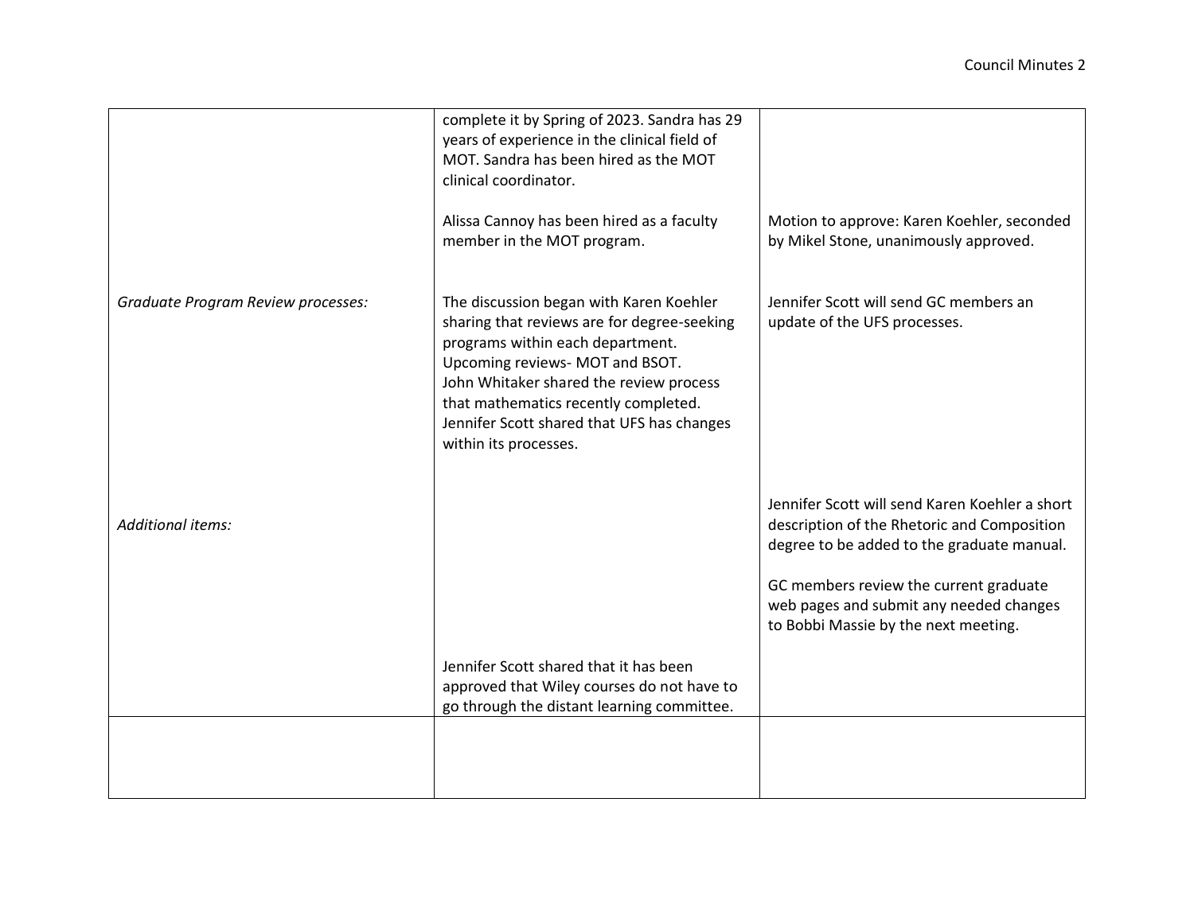| | | |
|---|---|---|
| | complete it by Spring of 2023. Sandra has 29 years of experience in the clinical field of MOT. Sandra has been hired as the MOT clinical coordinator.<br><br>Alissa Cannoy has been hired as a faculty member in the MOT program. | <br><br><br><br>Motion to approve: Karen Koehler, seconded by Mikel Stone, unanimously approved. |
| *Graduate Program Review processes:* | The discussion began with Karen Koehler sharing that reviews are for degree-seeking programs within each department. Upcoming reviews- MOT and BSOT.<br>John Whitaker shared the review process that mathematics recently completed.<br>Jennifer Scott shared that UFS has changes within its processes. | Jennifer Scott will send GC members an update of the UFS processes. |
| *Additional items:* | <br><br><br><br><br><br>Jennifer Scott shared that it has been approved that Wiley courses do not have to go through the distant learning committee. | Jennifer Scott will send Karen Koehler a short description of the Rhetoric and Composition degree to be added to the graduate manual.<br><br>GC members review the current graduate web pages and submit any needed changes to Bobbi Massie by the next meeting. |
| | | |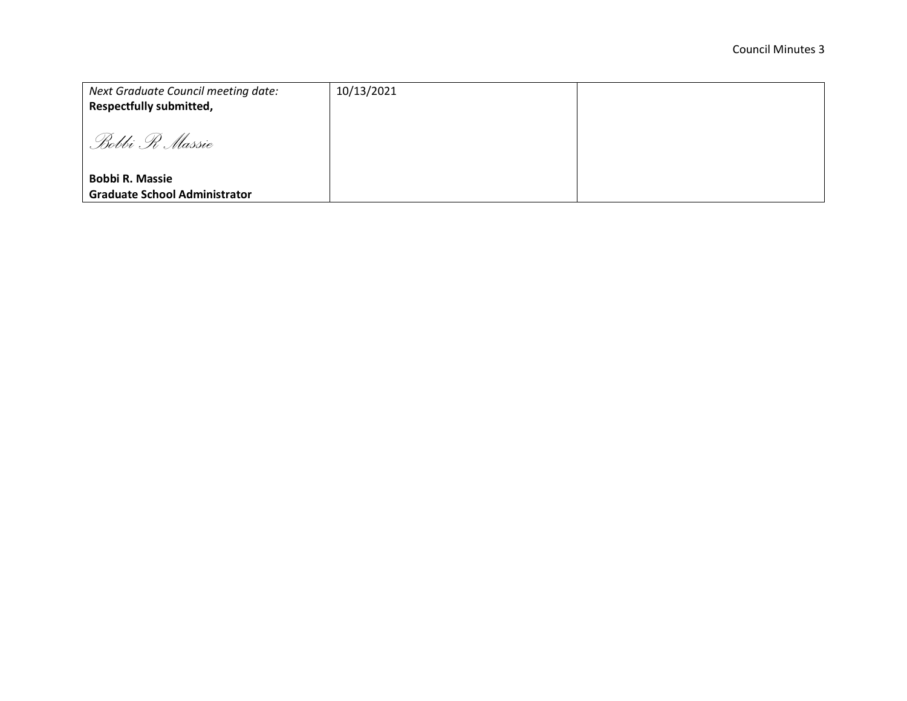| | | |
|---|---|---|
| *Next Graduate Council meeting date:*<br>**Respectfully submitted,**<br><br>*Bobbi R Massie*<br><br>**Bobbi R. Massie**<br>**Graduate School Administrator** | 10/13/2021 | |